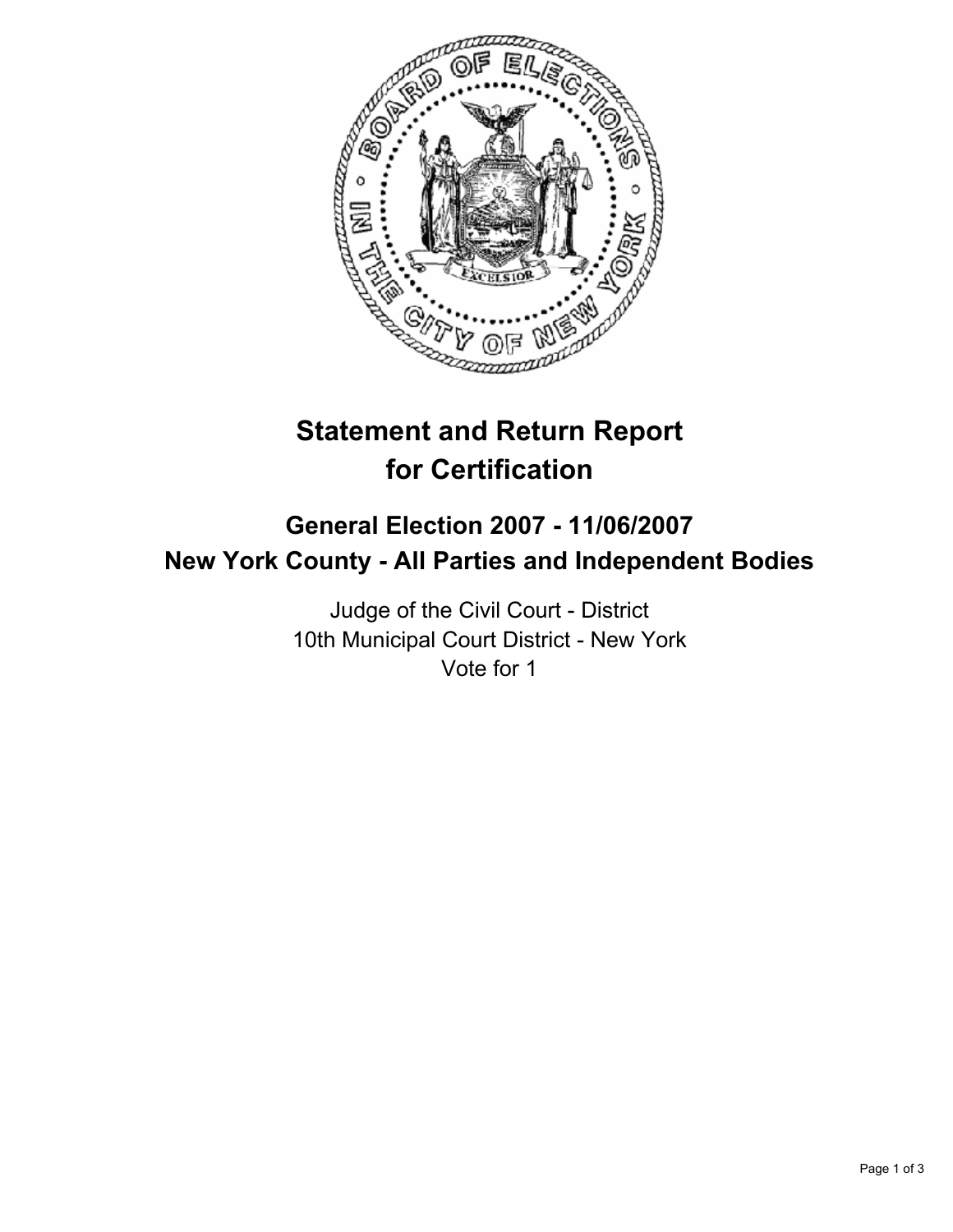# Statement and Return Report for Certification

## General Election 2007 - 11/06/2007
## New York County - All Parties and Independent Bodies

Judge of the Civil Court - District
10th Municipal Court District - New York
Vote for 1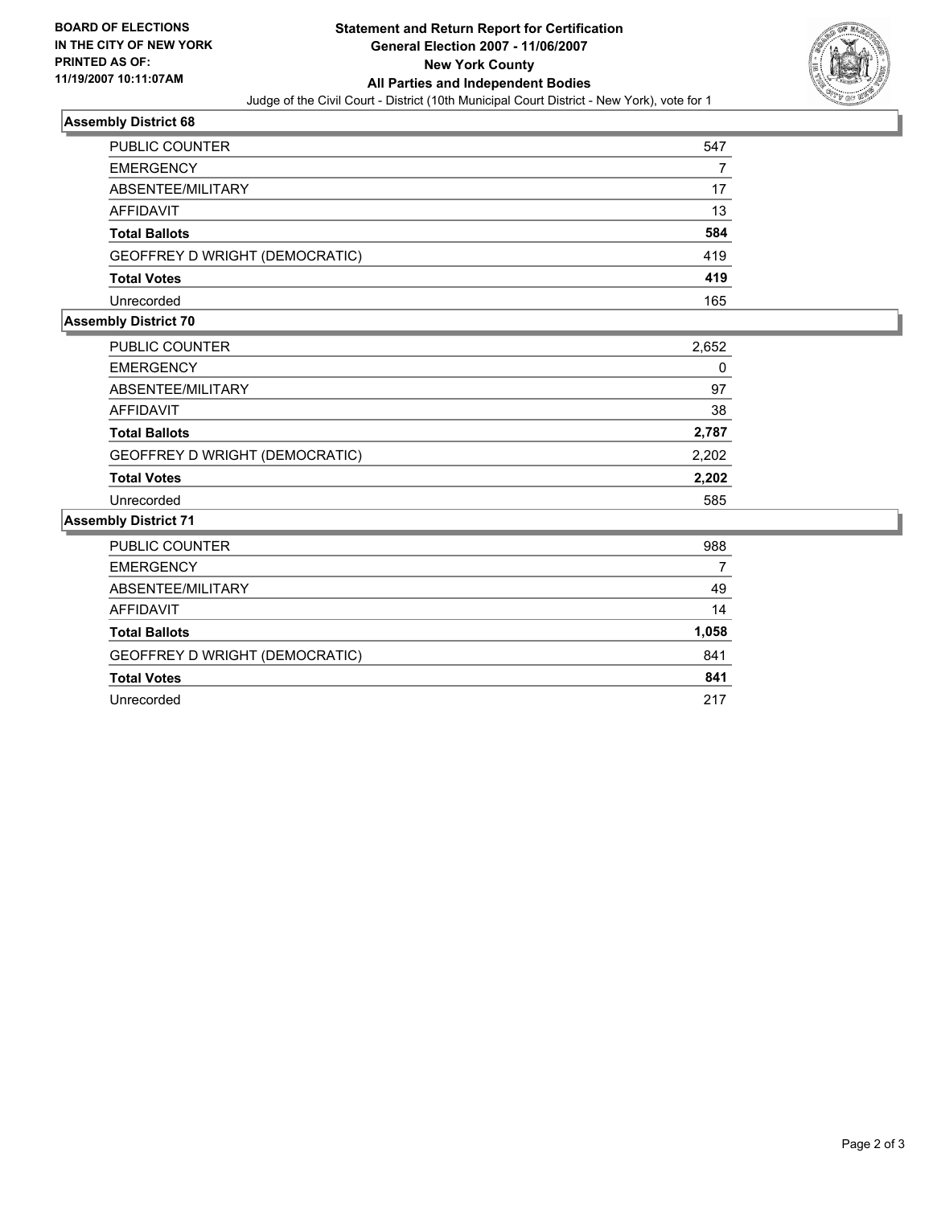**BOARD OF ELECTIONS IN THE CITY OF NEW YORK PRINTED AS OF: 11/19/2007 10:11:07AM**

# Statement and Return Report for Certification General Election 2007 - 11/06/2007 New York County All Parties and Independent Bodies

Judge of the Civil Court - District (10th Municipal Court District - New York), vote for 1

## Assembly District 68

| | |
|---|---|
| PUBLIC COUNTER | 547 |
| EMERGENCY | 7 |
| ABSENTEE/MILITARY | 17 |
| AFFIDAVIT | 13 |
| **Total Ballots** | **584** |
| GEOFFREY D WRIGHT (DEMOCRATIC) | 419 |
| **Total Votes** | **419** |
| Unrecorded | 165 |

## Assembly District 70

| | |
|---|---|
| PUBLIC COUNTER | 2,652 |
| EMERGENCY | 0 |
| ABSENTEE/MILITARY | 97 |
| AFFIDAVIT | 38 |
| **Total Ballots** | **2,787** |
| GEOFFREY D WRIGHT (DEMOCRATIC) | 2,202 |
| **Total Votes** | **2,202** |
| Unrecorded | 585 |

## Assembly District 71

| | |
|---|---|
| PUBLIC COUNTER | 988 |
| EMERGENCY | 7 |
| ABSENTEE/MILITARY | 49 |
| AFFIDAVIT | 14 |
| **Total Ballots** | **1,058** |
| GEOFFREY D WRIGHT (DEMOCRATIC) | 841 |
| **Total Votes** | **841** |
| Unrecorded | 217 |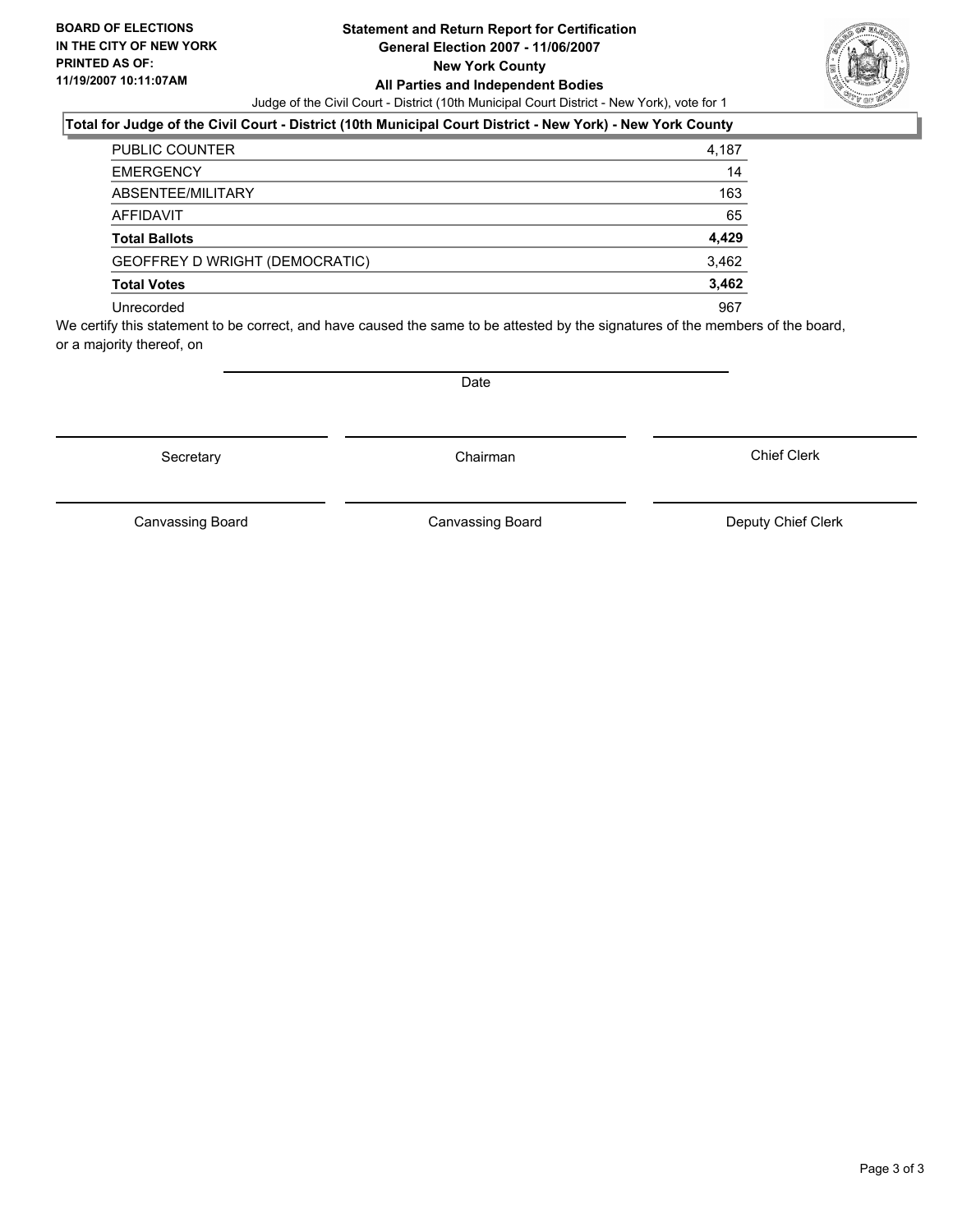**BOARD OF ELECTIONS IN THE CITY OF NEW YORK PRINTED AS OF: 11/19/2007 10:11:07AM**

# Statement and Return Report for Certification General Election 2007 - 11/06/2007 New York County All Parties and Independent Bodies

Judge of the Civil Court - District (10th Municipal Court District - New York), vote for 1

## Total for Judge of the Civil Court - District (10th Municipal Court District - New York) - New York County

| | |
|---|---|
| PUBLIC COUNTER | 4,187 |
| EMERGENCY | 14 |
| ABSENTEE/MILITARY | 163 |
| AFFIDAVIT | 65 |
| **Total Ballots** | **4,429** |
| GEOFFREY D WRIGHT (DEMOCRATIC) | 3,462 |
| **Total Votes** | **3,462** |
| Unrecorded | 967 |

We certify this statement to be correct, and have caused the same to be attested by the signatures of the members of the board, or a majority thereof, on

Date

| | | |
|---|---|---|
| Secretary | Chairman | Chief Clerk |
| Canvassing Board | Canvassing Board | Deputy Chief Clerk |